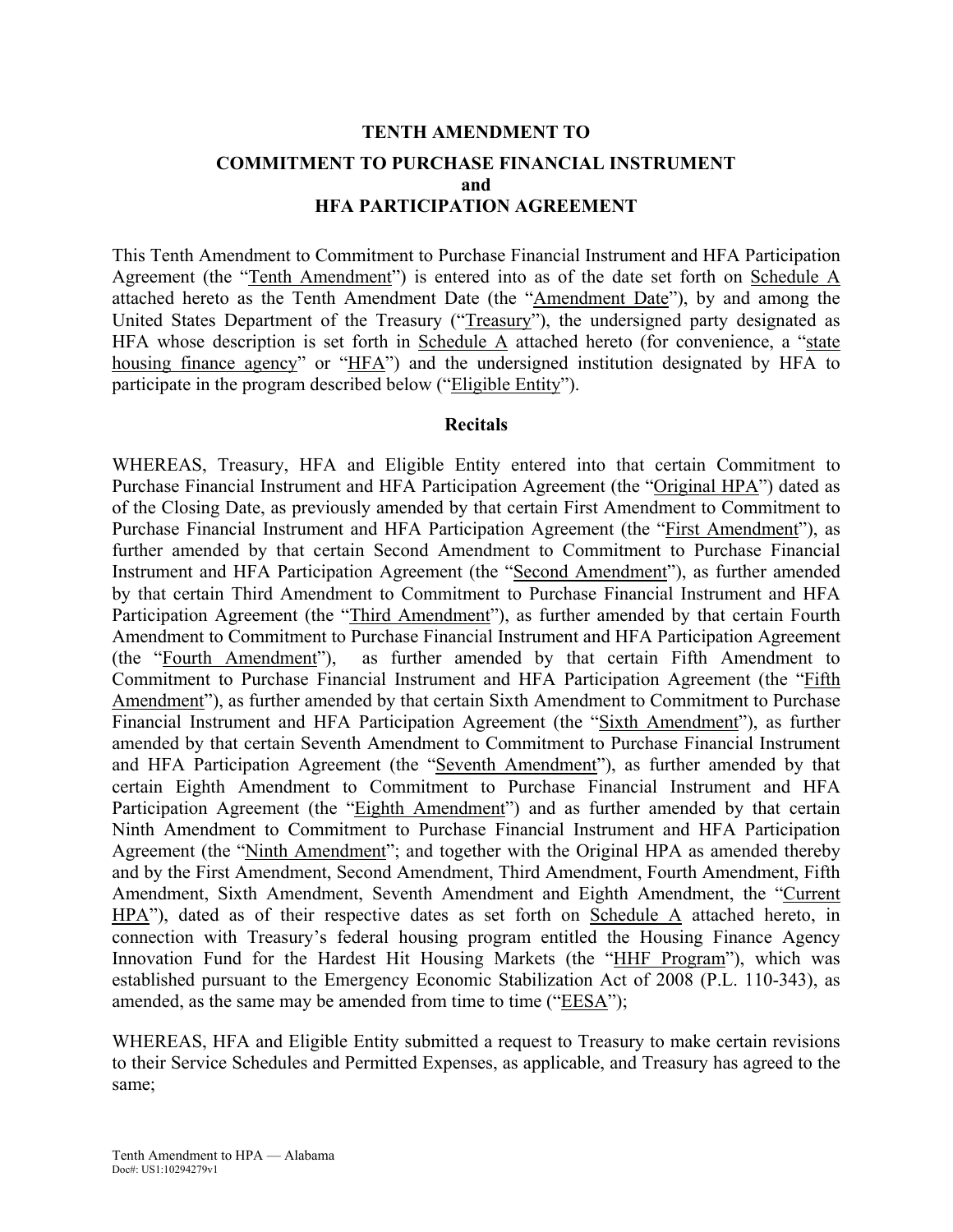**TENDTH AMENDMENT TO**

# TENTH AMENDMENT TO
# COMMITMENT TO PURCHASE FINANCIAL INSTRUMENT
# and
# HFA PARTICIPATION AGREEMENT

This Tenth Amendment to Commitment to Purchase Financial Instrument and HFA Participation Agreement (the "Tenth Amendment") is entered into as of the date set forth on Schedule A attached hereto as the Tenth Amendment Date (the "Amendment Date"), by and among the United States Department of the Treasury ("Treasury"), the undersigned party designated as HFA whose description is set forth in Schedule A attached hereto (for convenience, a "state housing finance agency" or "HFA") and the undersigned institution designated by HFA to participate in the program described below ("Eligible Entity").

## Recitals

WHEREAS, Treasury, HFA and Eligible Entity entered into that certain Commitment to Purchase Financial Instrument and HFA Participation Agreement (the "Original HPA") dated as of the Closing Date, as previously amended by that certain First Amendment to Commitment to Purchase Financial Instrument and HFA Participation Agreement (the "First Amendment"), as further amended by that certain Second Amendment to Commitment to Purchase Financial Instrument and HFA Participation Agreement (the "Second Amendment"), as further amended by that certain Third Amendment to Commitment to Purchase Financial Instrument and HFA Participation Agreement (the "Third Amendment"), as further amended by that certain Fourth Amendment to Commitment to Purchase Financial Instrument and HFA Participation Agreement (the "Fourth Amendment"), as further amended by that certain Fifth Amendment to Commitment to Purchase Financial Instrument and HFA Participation Agreement (the "Fifth Amendment"), as further amended by that certain Sixth Amendment to Commitment to Purchase Financial Instrument and HFA Participation Agreement (the "Sixth Amendment"), as further amended by that certain Seventh Amendment to Commitment to Purchase Financial Instrument and HFA Participation Agreement (the "Seventh Amendment"), as further amended by that certain Eighth Amendment to Commitment to Purchase Financial Instrument and HFA Participation Agreement (the "Eighth Amendment") and as further amended by that certain Ninth Amendment to Commitment to Purchase Financial Instrument and HFA Participation Agreement (the "Ninth Amendment"; and together with the Original HPA as amended thereby and by the First Amendment, Second Amendment, Third Amendment, Fourth Amendment, Fifth Amendment, Sixth Amendment, Seventh Amendment and Eighth Amendment, the "Current HPA"), dated as of their respective dates as set forth on Schedule A attached hereto, in connection with Treasury's federal housing program entitled the Housing Finance Agency Innovation Fund for the Hardest Hit Housing Markets (the "HHF Program"), which was established pursuant to the Emergency Economic Stabilization Act of 2008 (P.L. 110-343), as amended, as the same may be amended from time to time ("EESA");

WHEREAS, HFA and Eligible Entity submitted a request to Treasury to make certain revisions to their Service Schedules and Permitted Expenses, as applicable, and Treasury has agreed to the same;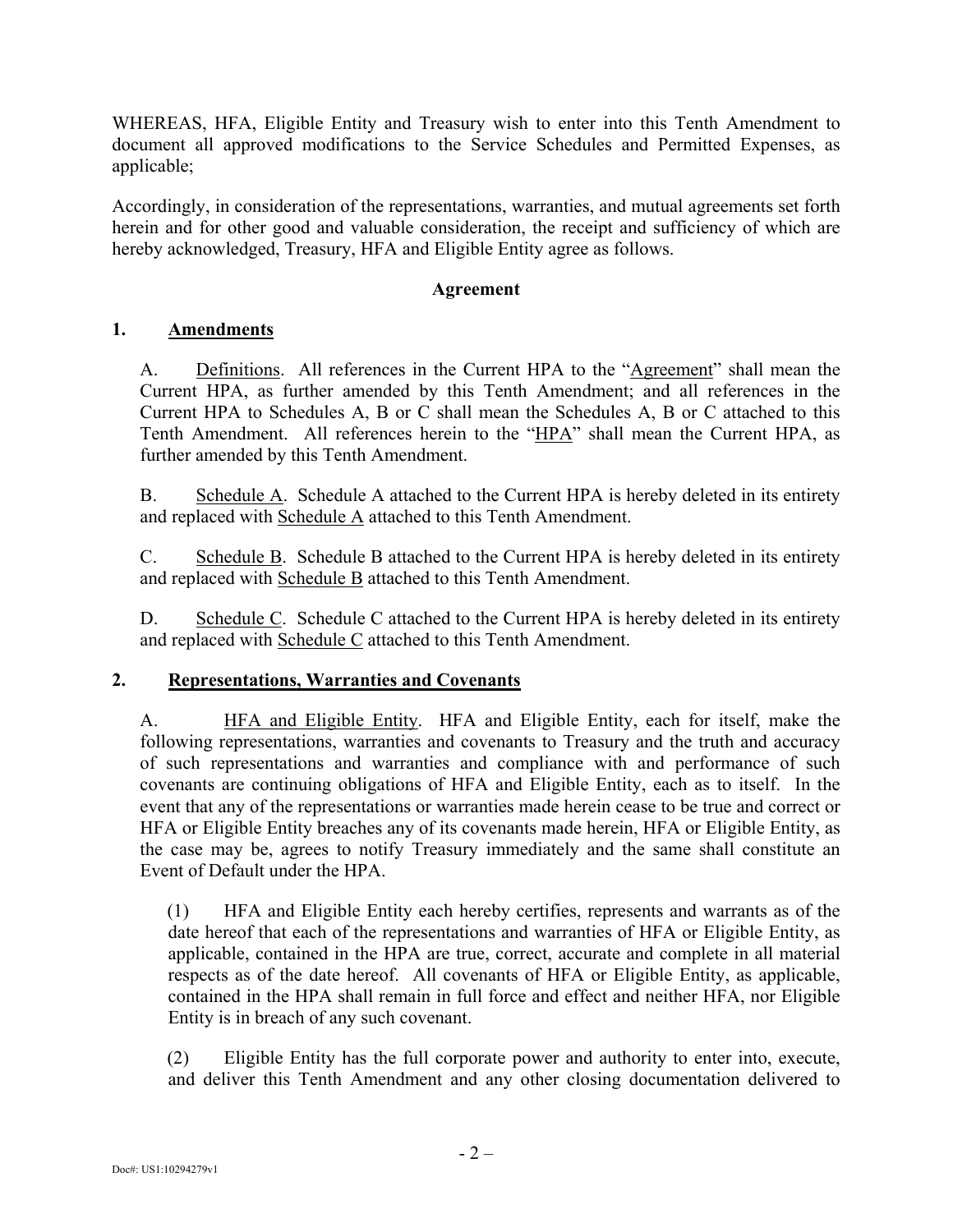WHEREAS, HFA, Eligible Entity and Treasury wish to enter into this Tenth Amendment to document all approved modifications to the Service Schedules and Permitted Expenses, as applicable;

Accordingly, in consideration of the representations, warranties, and mutual agreements set forth herein and for other good and valuable consideration, the receipt and sufficiency of which are hereby acknowledged, Treasury, HFA and Eligible Entity agree as follows.

**Agreement**

**1. Amendments**

A. Definitions. All references in the Current HPA to the "Agreement" shall mean the Current HPA, as further amended by this Tenth Amendment; and all references in the Current HPA to Schedules A, B or C shall mean the Schedules A, B or C attached to this Tenth Amendment. All references herein to the "HPA" shall mean the Current HPA, as further amended by this Tenth Amendment.

B. Schedule A. Schedule A attached to the Current HPA is hereby deleted in its entirety and replaced with Schedule A attached to this Tenth Amendment.

C. Schedule B. Schedule B attached to the Current HPA is hereby deleted in its entirety and replaced with Schedule B attached to this Tenth Amendment.

D. Schedule C. Schedule C attached to the Current HPA is hereby deleted in its entirety and replaced with Schedule C attached to this Tenth Amendment.

**2. Representations, Warranties and Covenants**

A. HFA and Eligible Entity. HFA and Eligible Entity, each for itself, make the following representations, warranties and covenants to Treasury and the truth and accuracy of such representations and warranties and compliance with and performance of such covenants are continuing obligations of HFA and Eligible Entity, each as to itself. In the event that any of the representations or warranties made herein cease to be true and correct or HFA or Eligible Entity breaches any of its covenants made herein, HFA or Eligible Entity, as the case may be, agrees to notify Treasury immediately and the same shall constitute an Event of Default under the HPA.

(1) HFA and Eligible Entity each hereby certifies, represents and warrants as of the date hereof that each of the representations and warranties of HFA or Eligible Entity, as applicable, contained in the HPA are true, correct, accurate and complete in all material respects as of the date hereof. All covenants of HFA or Eligible Entity, as applicable, contained in the HPA shall remain in full force and effect and neither HFA, nor Eligible Entity is in breach of any such covenant.

(2) Eligible Entity has the full corporate power and authority to enter into, execute, and deliver this Tenth Amendment and any other closing documentation delivered to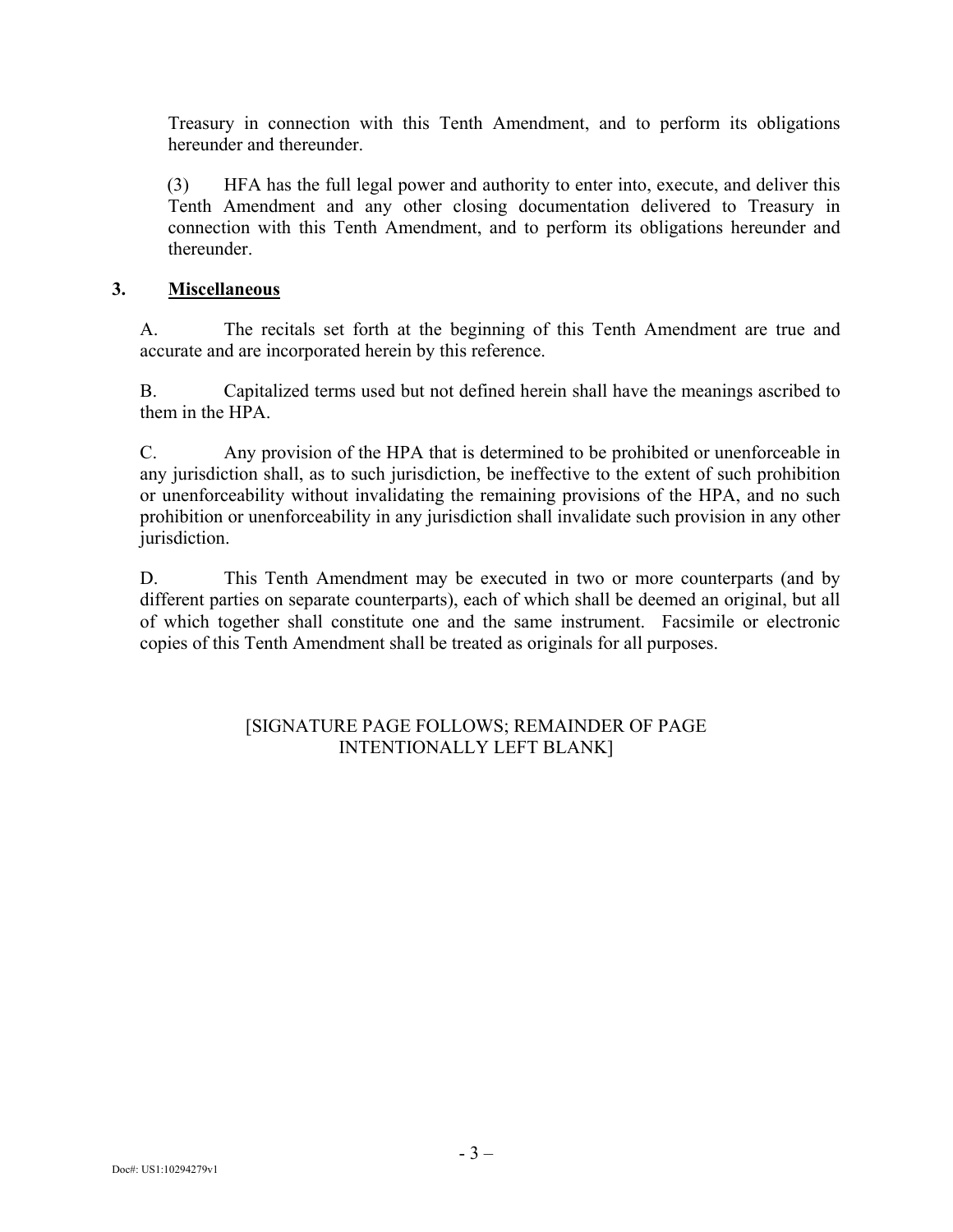Treasury in connection with this Tenth Amendment, and to perform its obligations hereunder and thereunder.

(3) HFA has the full legal power and authority to enter into, execute, and deliver this Tenth Amendment and any other closing documentation delivered to Treasury in connection with this Tenth Amendment, and to perform its obligations hereunder and thereunder.

## 3. **Miscellaneous**

A. The recitals set forth at the beginning of this Tenth Amendment are true and accurate and are incorporated herein by this reference.

B. Capitalized terms used but not defined herein shall have the meanings ascribed to them in the HPA.

C. Any provision of the HPA that is determined to be prohibited or unenforceable in any jurisdiction shall, as to such jurisdiction, be ineffective to the extent of such prohibition or unenforceability without invalidating the remaining provisions of the HPA, and no such prohibition or unenforceability in any jurisdiction shall invalidate such provision in any other jurisdiction.

D. This Tenth Amendment may be executed in two or more counterparts (and by different parties on separate counterparts), each of which shall be deemed an original, but all of which together shall constitute one and the same instrument. Facsimile or electronic copies of this Tenth Amendment shall be treated as originals for all purposes.

[SIGNATURE PAGE FOLLOWS; REMAINDER OF PAGE INTENTIONALLY LEFT BLANK]

Doc#: US1:10294279v1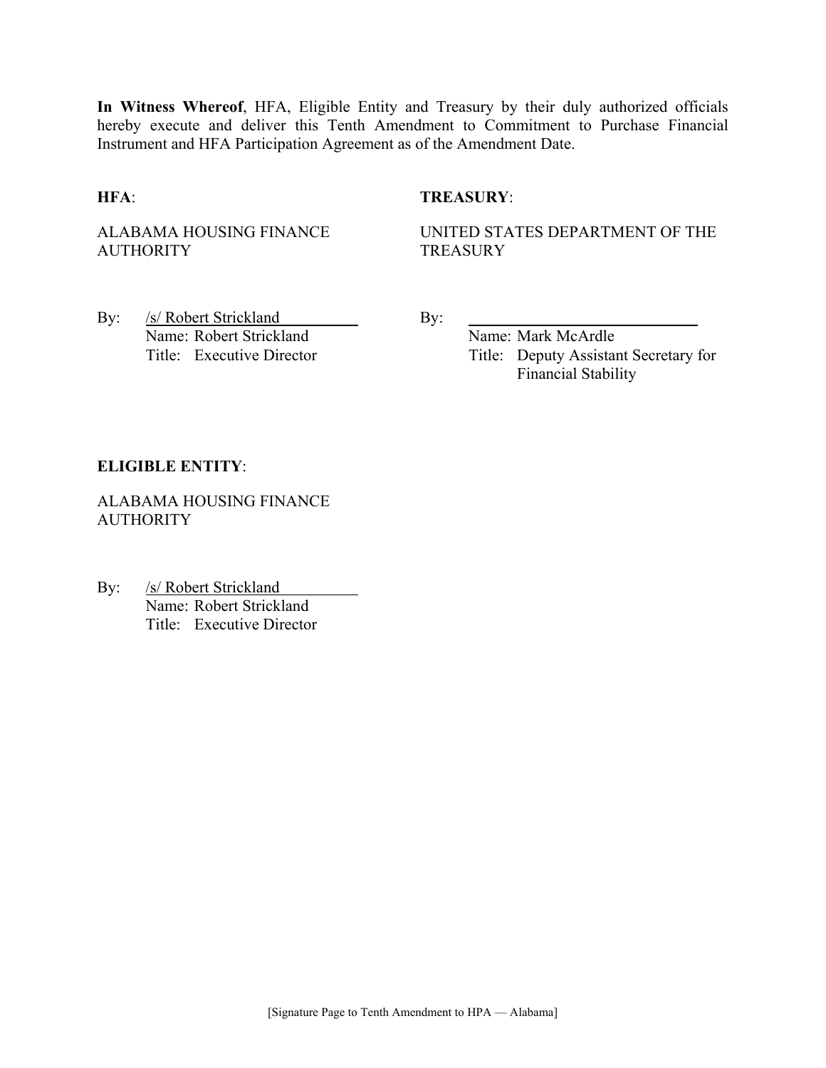**In Witness Whereof**, HFA, Eligible Entity and Treasury by their duly authorized officials hereby execute and deliver this Tenth Amendment to Commitment to Purchase Financial Instrument and HFA Participation Agreement as of the Amendment Date.

**HFA**:

ALABAMA HOUSING FINANCE AUTHORITY

By: /s/ Robert Strickland
Name: Robert Strickland
Title: Executive Director

**TREASURY**:

UNITED STATES DEPARTMENT OF THE TREASURY

By: ____________________
Name: Mark McArdle
Title: Deputy Assistant Secretary for Financial Stability

**ELIGIBLE ENTITY**:

ALABAMA HOUSING FINANCE AUTHORITY

By: /s/ Robert Strickland
Name: Robert Strickland
Title: Executive Director

[Signature Page to Tenth Amendment to HPA — Alabama]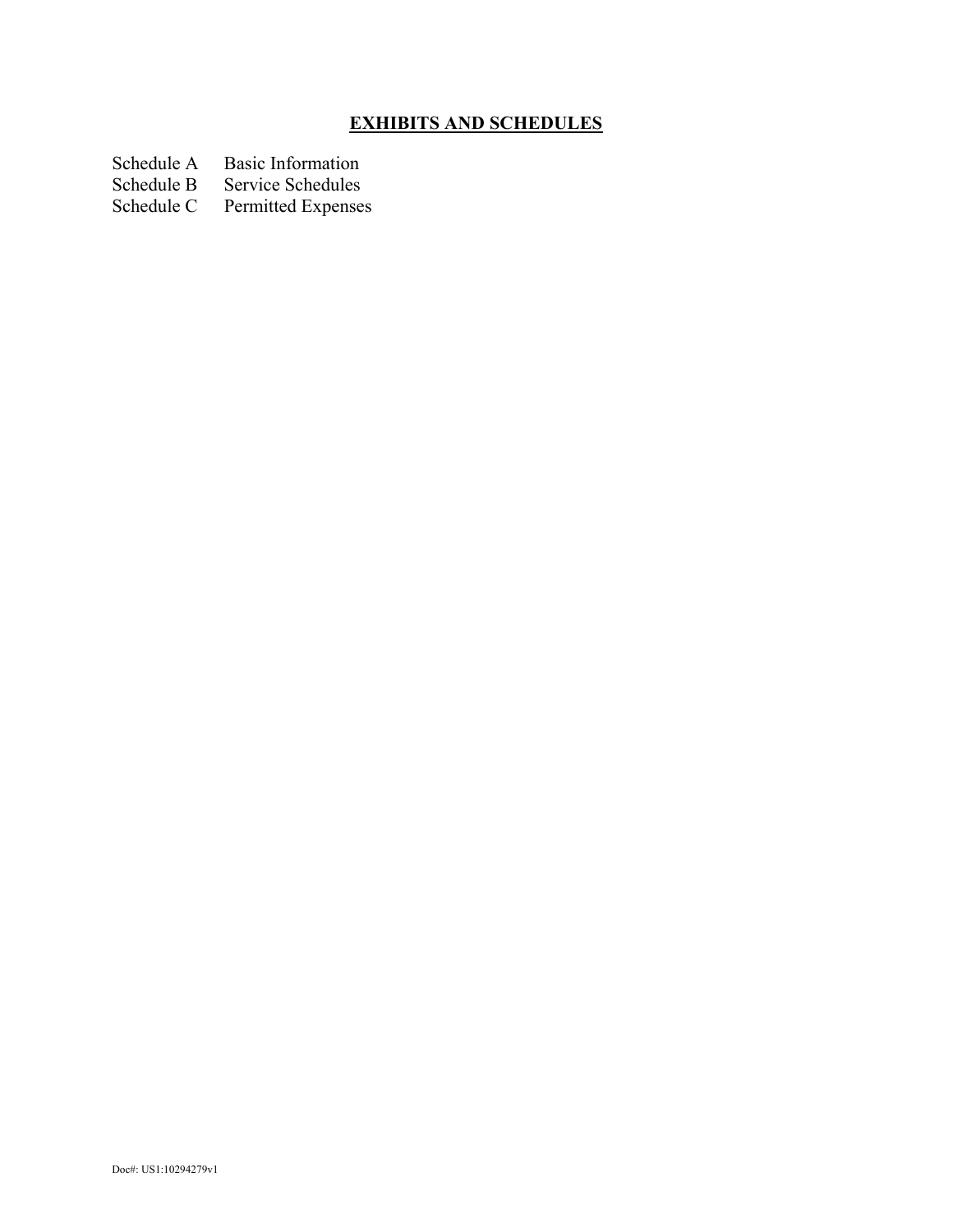## **EXHIBITS AND SCHEDULES**

Schedule A Basic Information
Schedule B Service Schedules
Schedule C Permitted Expenses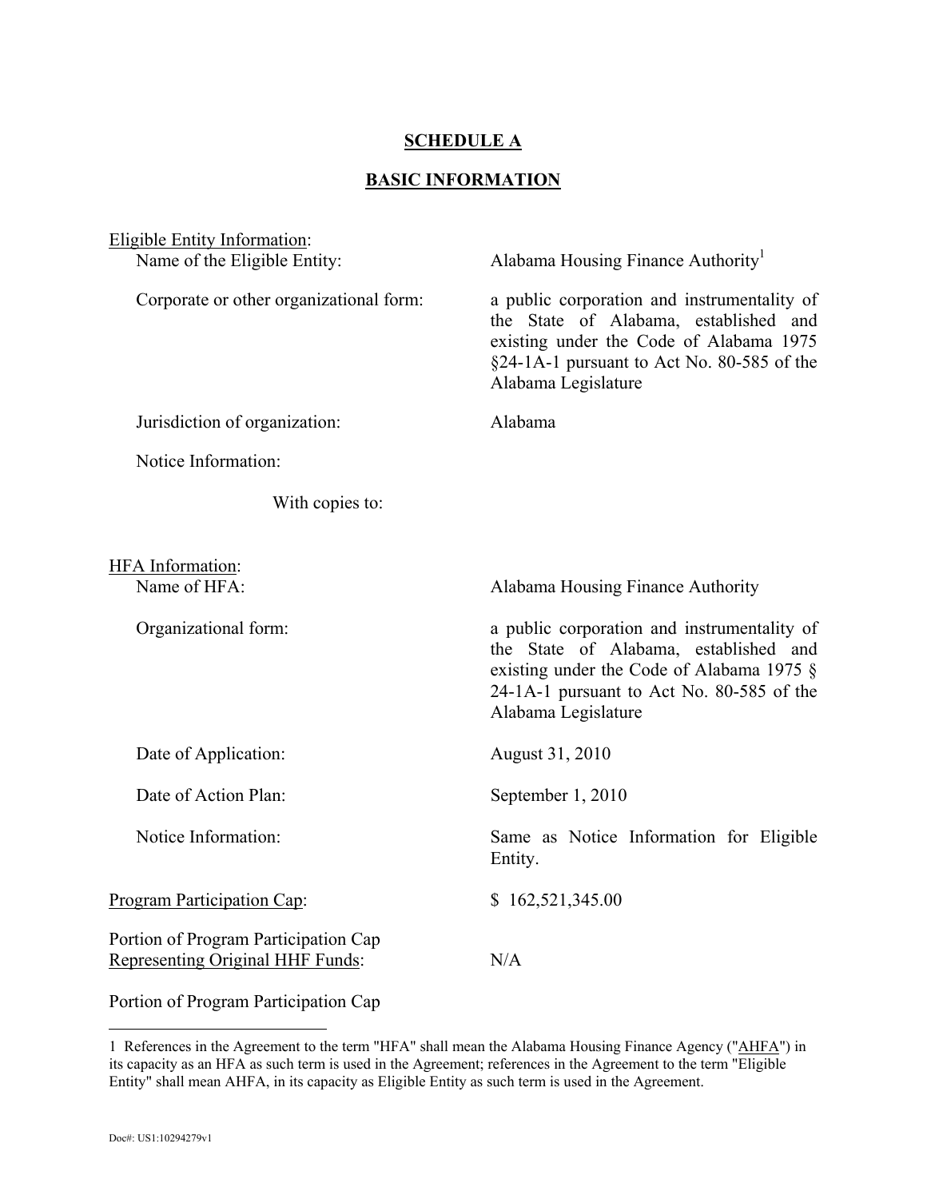# SCHEDULE A

## BASIC INFORMATION

Eligible Entity Information:

| | |
|---|---|
| Name of the Eligible Entity: | Alabama Housing Finance Authority[1] |
| Corporate or other organizational form: | a public corporation and instrumentality of the State of Alabama, established and existing under the Code of Alabama 1975 §24-1A-1 pursuant to Act No. 80-585 of the Alabama Legislature |
| Jurisdiction of organization: | Alabama |
| Notice Information: | |
| With copies to: | |

HFA Information:

| | |
|---|---|
| Name of HFA: | Alabama Housing Finance Authority |
| Organizational form: | a public corporation and instrumentality of the State of Alabama, established and existing under the Code of Alabama 1975 § 24-1A-1 pursuant to Act No. 80-585 of the Alabama Legislature |
| Date of Application: | August 31, 2010 |
| Date of Action Plan: | September 1, 2010 |
| Notice Information: | Same as Notice Information for Eligible Entity. |

| | |
|---|---|
| Program Participation Cap: | $ 162,521,345.00 |
| Portion of Program Participation Cap Representing Original HHF Funds: | N/A |

Portion of Program Participation Cap

1 References in the Agreement to the term "HFA" shall mean the Alabama Housing Finance Agency ("AHFA") in its capacity as an HFA as such term is used in the Agreement; references in the Agreement to the term "Eligible Entity" shall mean AHFA, in its capacity as Eligible Entity as such term is used in the Agreement.

Doc#: US1:10294279v1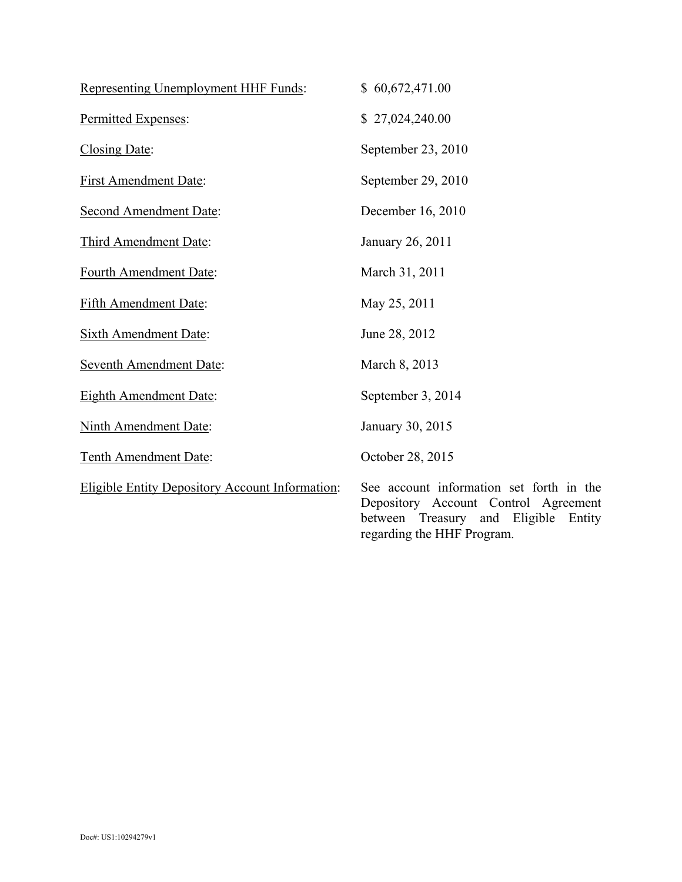Representing Unemployment HHF Funds: $ 60,672,471.00

Permitted Expenses: $ 27,024,240.00

Closing Date: September 23, 2010

First Amendment Date: September 29, 2010

Second Amendment Date: December 16, 2010

Third Amendment Date: January 26, 2011

Fourth Amendment Date: March 31, 2011

Fifth Amendment Date: May 25, 2011

Sixth Amendment Date: June 28, 2012

Seventh Amendment Date: March 8, 2013

Eighth Amendment Date: September 3, 2014

Ninth Amendment Date: January 30, 2015

Tenth Amendment Date: October 28, 2015

Eligible Entity Depository Account Information: See account information set forth in the Depository Account Control Agreement between Treasury and Eligible Entity regarding the HHF Program.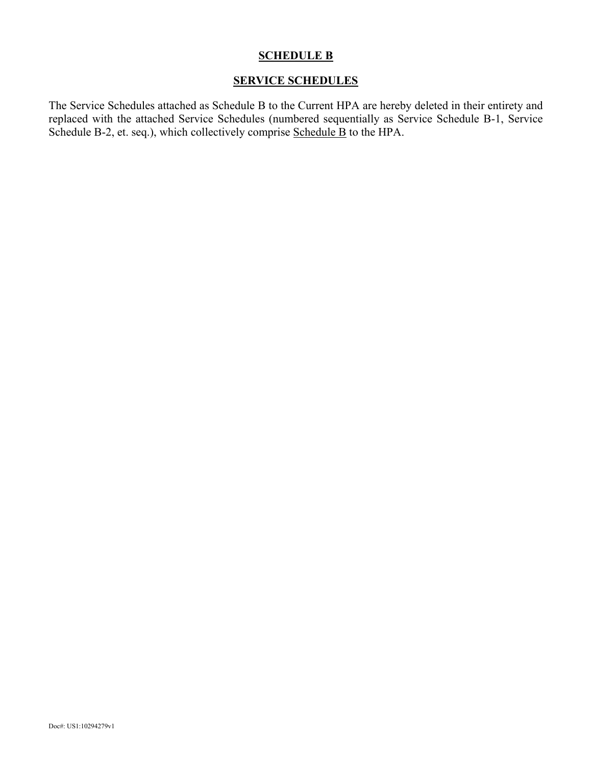# SCHEDULE B

## SERVICE SCHEDULES

The Service Schedules attached as Schedule B to the Current HPA are hereby deleted in their entirety and replaced with the attached Service Schedules (numbered sequentially as Service Schedule B-1, Service Schedule B-2, et. seq.), which collectively comprise Schedule B to the HPA.

Doc#: US1:10294279v1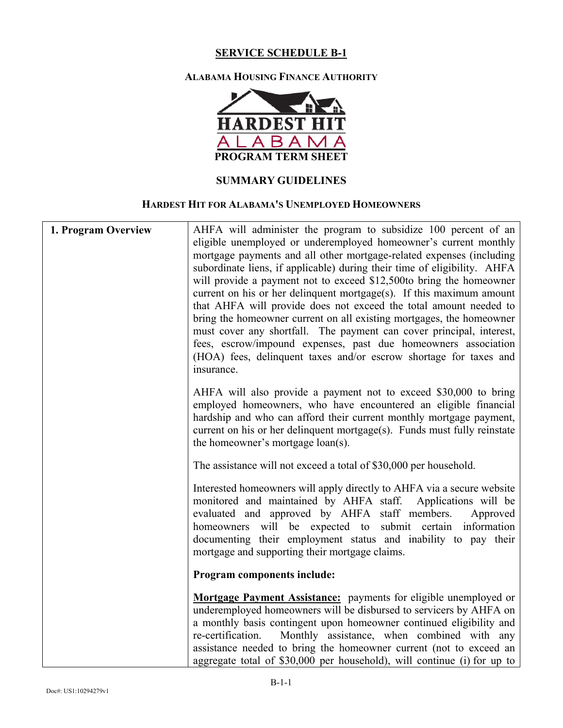## SERVICE SCHEDULE B-1

### ALABAMA HOUSING FINANCE AUTHORITY

**HARDEST HIT ALABAMA**

**PROGRAM TERM SHEET**

### SUMMARY GUIDELINES

### HARDEST HIT FOR ALABAMA'S UNEMPLOYED HOMEOWNERS

| | |
|---|---|
| **1. Program Overview** | AHFA will administer the program to subsidize 100 percent of an eligible unemployed or underemployed homeowner's current monthly mortgage payments and all other mortgage-related expenses (including subordinate liens, if applicable) during their time of eligibility. AHFA will provide a payment not to exceed $12,500to bring the homeowner current on his or her delinquent mortgage(s). If this maximum amount that AHFA will provide does not exceed the total amount needed to bring the homeowner current on all existing mortgages, the homeowner must cover any shortfall. The payment can cover principal, interest, fees, escrow/impound expenses, past due homeowners association (HOA) fees, delinquent taxes and/or escrow shortage for taxes and insurance.<br><br>AHFA will also provide a payment not to exceed $30,000 to bring employed homeowners, who have encountered an eligible financial hardship and who can afford their current monthly mortgage payment, current on his or her delinquent mortgage(s). Funds must fully reinstate the homeowner's mortgage loan(s).<br><br>The assistance will not exceed a total of $30,000 per household.<br><br>Interested homeowners will apply directly to AHFA via a secure website monitored and maintained by AHFA staff. Applications will be evaluated and approved by AHFA staff members. Approved homeowners will be expected to submit certain information documenting their employment status and inability to pay their mortgage and supporting their mortgage claims.<br><br>**Program components include:**<br><br>**<u>Mortgage Payment Assistance:</u>** payments for eligible unemployed or underemployed homeowners will be disbursed to servicers by AHFA on a monthly basis contingent upon homeowner continued eligibility and re-certification. Monthly assistance, when combined with any assistance needed to bring the homeowner current (not to exceed an aggregate total of $30,000 per household), will continue (i) for up to |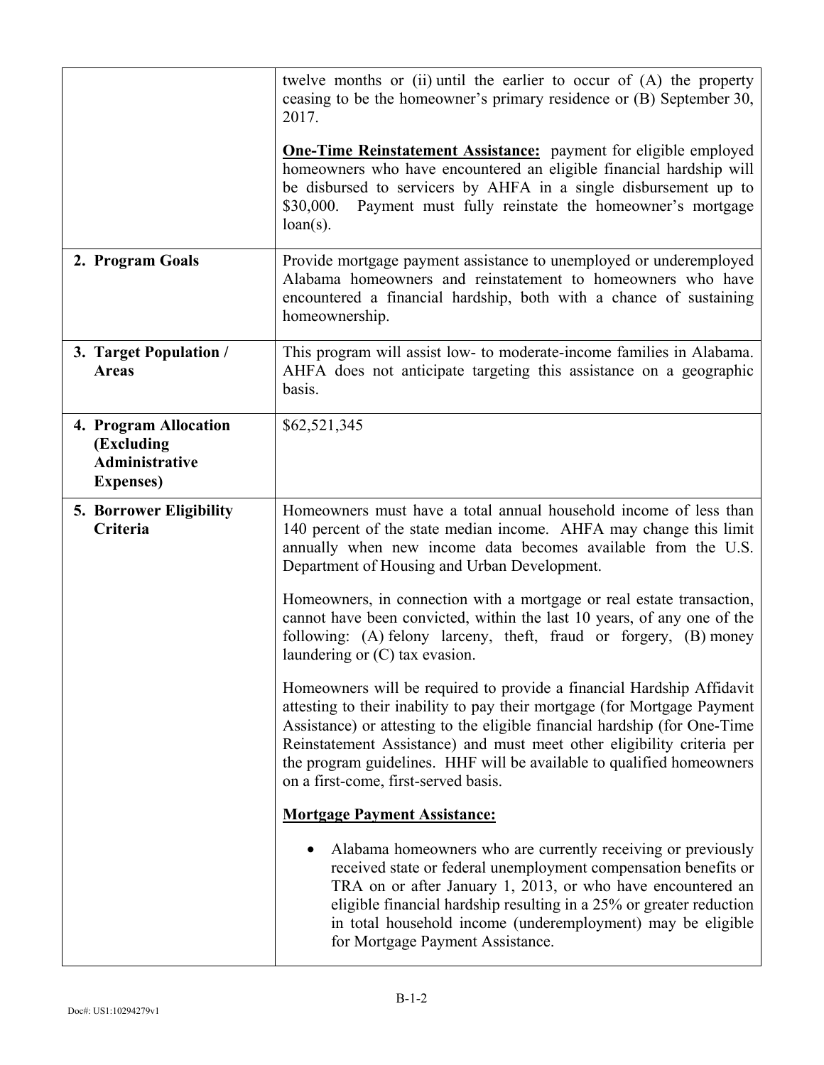| | |
|---|---|
| | twelve months or (ii) until the earlier to occur of (A) the property ceasing to be the homeowner's primary residence or (B) September 30, 2017.<br><br>**One-Time Reinstatement Assistance:** payment for eligible employed homeowners who have encountered an eligible financial hardship will be disbursed to servicers by AHFA in a single disbursement up to \$30,000. Payment must fully reinstate the homeowner's mortgage loan(s). |
| **2. Program Goals** | Provide mortgage payment assistance to unemployed or underemployed Alabama homeowners and reinstatement to homeowners who have encountered a financial hardship, both with a chance of sustaining homeownership. |
| **3. Target Population / Areas** | This program will assist low- to moderate-income families in Alabama. AHFA does not anticipate targeting this assistance on a geographic basis. |
| **4. Program Allocation (Excluding Administrative Expenses)** | \$62,521,345 |
| **5. Borrower Eligibility Criteria** | Homeowners must have a total annual household income of less than 140 percent of the state median income. AHFA may change this limit annually when new income data becomes available from the U.S. Department of Housing and Urban Development.<br><br>Homeowners, in connection with a mortgage or real estate transaction, cannot have been convicted, within the last 10 years, of any one of the following: (A) felony larceny, theft, fraud or forgery, (B) money laundering or (C) tax evasion.<br><br>Homeowners will be required to provide a financial Hardship Affidavit attesting to their inability to pay their mortgage (for Mortgage Payment Assistance) or attesting to the eligible financial hardship (for One-Time Reinstatement Assistance) and must meet other eligibility criteria per the program guidelines. HHF will be available to qualified homeowners on a first-come, first-served basis.<br><br>**Mortgage Payment Assistance:**<br><br>• Alabama homeowners who are currently receiving or previously received state or federal unemployment compensation benefits or TRA on or after January 1, 2013, or who have encountered an eligible financial hardship resulting in a 25% or greater reduction in total household income (underemployment) may be eligible for Mortgage Payment Assistance. |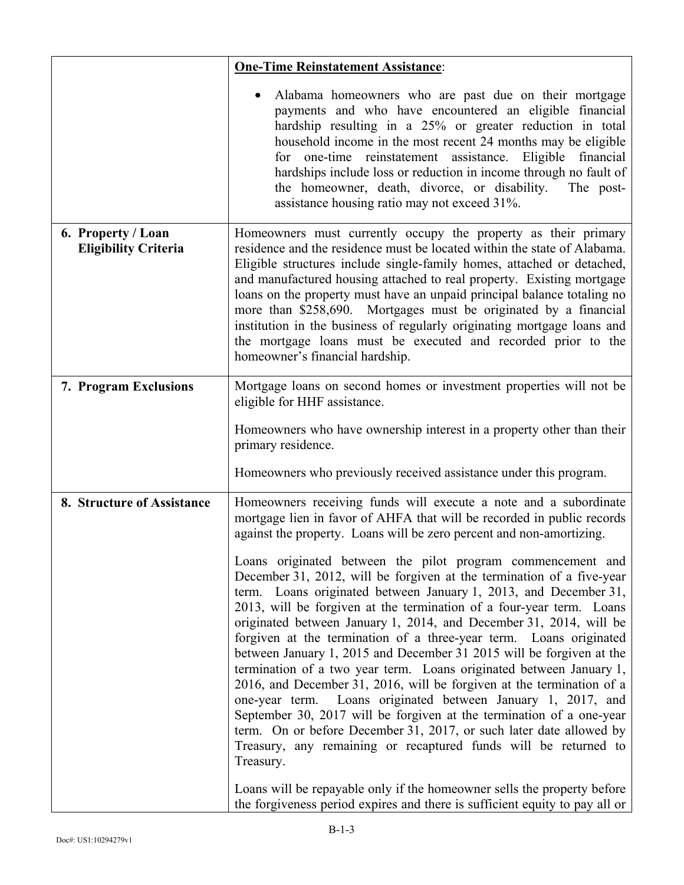| | |
|---|---|
| | **One-Time Reinstatement Assistance**:<br><br>• Alabama homeowners who are past due on their mortgage payments and who have encountered an eligible financial hardship resulting in a 25% or greater reduction in total household income in the most recent 24 months may be eligible for one-time reinstatement assistance. Eligible financial hardships include loss or reduction in income through no fault of the homeowner, death, divorce, or disability. The post-assistance housing ratio may not exceed 31%. |
| **6. Property / Loan Eligibility Criteria** | Homeowners must currently occupy the property as their primary residence and the residence must be located within the state of Alabama. Eligible structures include single-family homes, attached or detached, and manufactured housing attached to real property. Existing mortgage loans on the property must have an unpaid principal balance totaling no more than \$258,690. Mortgages must be originated by a financial institution in the business of regularly originating mortgage loans and the mortgage loans must be executed and recorded prior to the homeowner's financial hardship. |
| **7. Program Exclusions** | Mortgage loans on second homes or investment properties will not be eligible for HHF assistance.<br><br>Homeowners who have ownership interest in a property other than their primary residence.<br><br>Homeowners who previously received assistance under this program. |
| **8. Structure of Assistance** | Homeowners receiving funds will execute a note and a subordinate mortgage lien in favor of AHFA that will be recorded in public records against the property. Loans will be zero percent and non-amortizing.<br><br>Loans originated between the pilot program commencement and December 31, 2012, will be forgiven at the termination of a five-year term. Loans originated between January 1, 2013, and December 31, 2013, will be forgiven at the termination of a four-year term. Loans originated between January 1, 2014, and December 31, 2014, will be forgiven at the termination of a three-year term. Loans originated between January 1, 2015 and December 31 2015 will be forgiven at the termination of a two year term. Loans originated between January 1, 2016, and December 31, 2016, will be forgiven at the termination of a one-year term. Loans originated between January 1, 2017, and September 30, 2017 will be forgiven at the termination of a one-year term. On or before December 31, 2017, or such later date allowed by Treasury, any remaining or recaptured funds will be returned to Treasury.<br><br>Loans will be repayable only if the homeowner sells the property before the forgiveness period expires and there is sufficient equity to pay all or |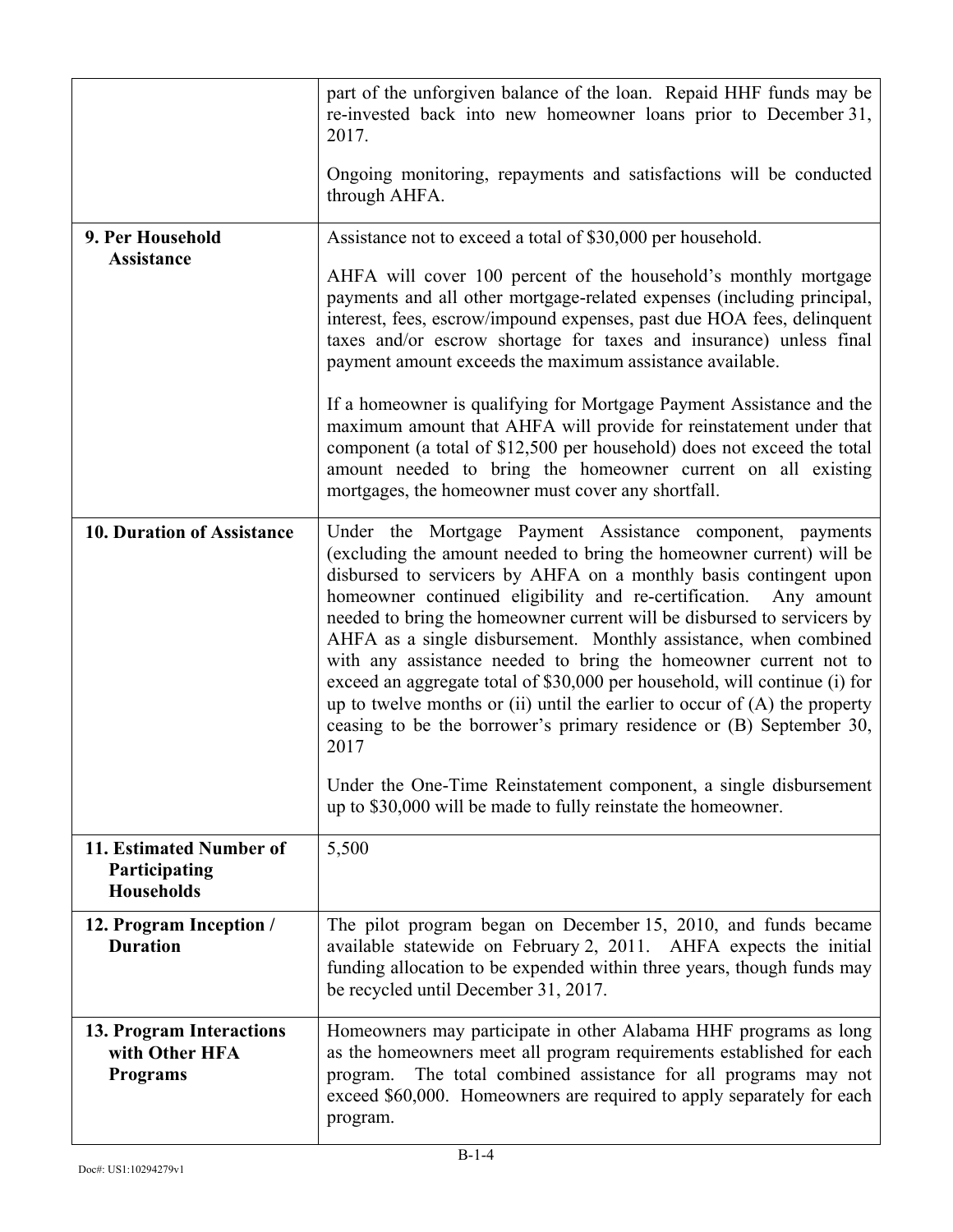| | |
|---|---|
| | part of the unforgiven balance of the loan. Repaid HHF funds may be re-invested back into new homeowner loans prior to December 31, 2017.<br><br>Ongoing monitoring, repayments and satisfactions will be conducted through AHFA. |
| **9. Per Household Assistance** | Assistance not to exceed a total of $30,000 per household.<br><br>AHFA will cover 100 percent of the household's monthly mortgage payments and all other mortgage-related expenses (including principal, interest, fees, escrow/impound expenses, past due HOA fees, delinquent taxes and/or escrow shortage for taxes and insurance) unless final payment amount exceeds the maximum assistance available.<br><br>If a homeowner is qualifying for Mortgage Payment Assistance and the maximum amount that AHFA will provide for reinstatement under that component (a total of $12,500 per household) does not exceed the total amount needed to bring the homeowner current on all existing mortgages, the homeowner must cover any shortfall. |
| **10. Duration of Assistance** | Under the Mortgage Payment Assistance component, payments (excluding the amount needed to bring the homeowner current) will be disbursed to servicers by AHFA on a monthly basis contingent upon homeowner continued eligibility and re-certification. Any amount needed to bring the homeowner current will be disbursed to servicers by AHFA as a single disbursement. Monthly assistance, when combined with any assistance needed to bring the homeowner current not to exceed an aggregate total of $30,000 per household, will continue (i) for up to twelve months or (ii) until the earlier to occur of (A) the property ceasing to be the borrower's primary residence or (B) September 30, 2017<br><br>Under the One-Time Reinstatement component, a single disbursement up to $30,000 will be made to fully reinstate the homeowner. |
| **11. Estimated Number of Participating Households** | 5,500 |
| **12. Program Inception / Duration** | The pilot program began on December 15, 2010, and funds became available statewide on February 2, 2011. AHFA expects the initial funding allocation to be expended within three years, though funds may be recycled until December 31, 2017. |
| **13. Program Interactions with Other HFA Programs** | Homeowners may participate in other Alabama HHF programs as long as the homeowners meet all program requirements established for each program. The total combined assistance for all programs may not exceed $60,000. Homeowners are required to apply separately for each program. |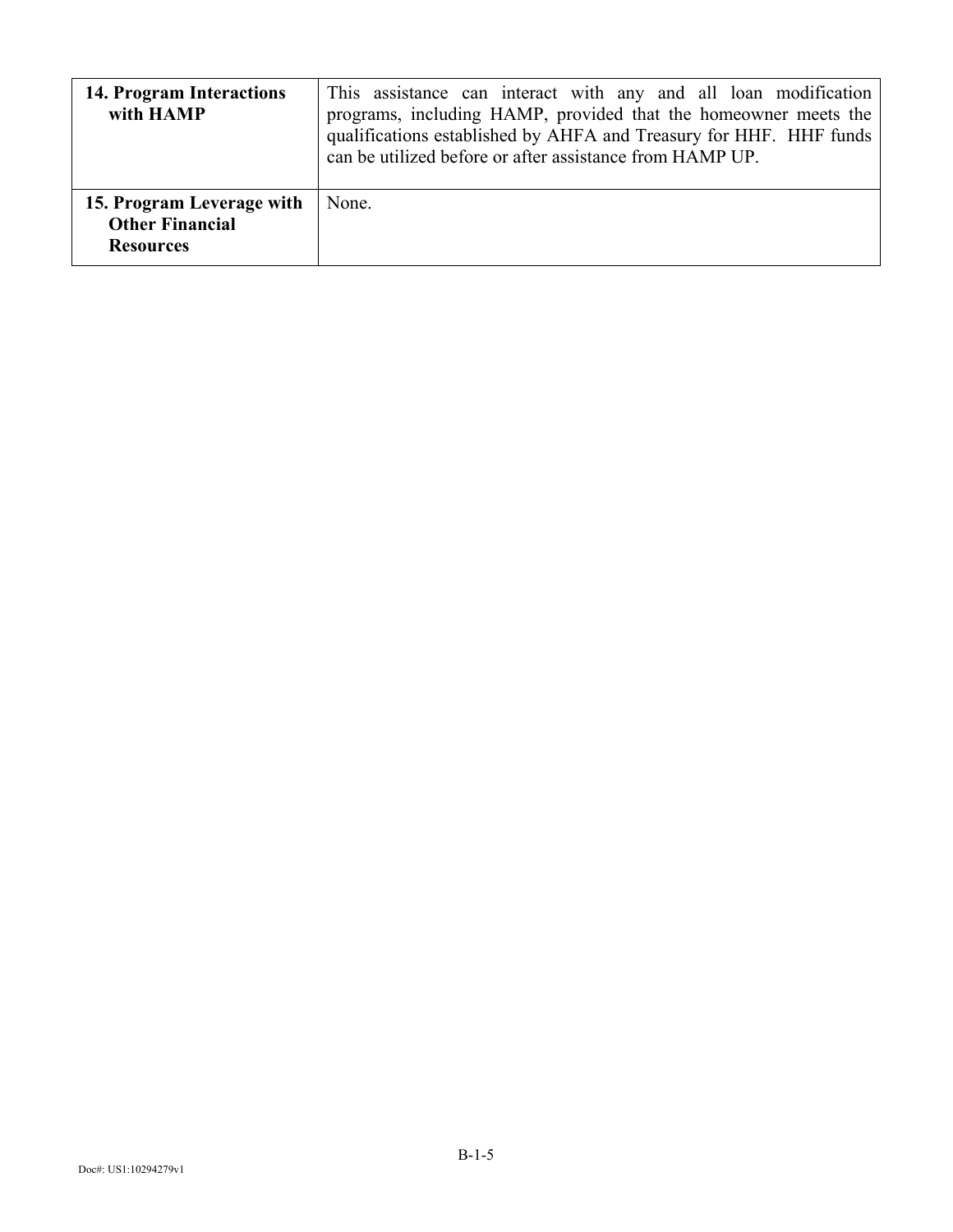| | |
|---|---|
| **14. Program Interactions with HAMP** | This assistance can interact with any and all loan modification programs, including HAMP, provided that the homeowner meets the qualifications established by AHFA and Treasury for HHF. HHF funds can be utilized before or after assistance from HAMP UP. |
| **15. Program Leverage with Other Financial Resources** | None. |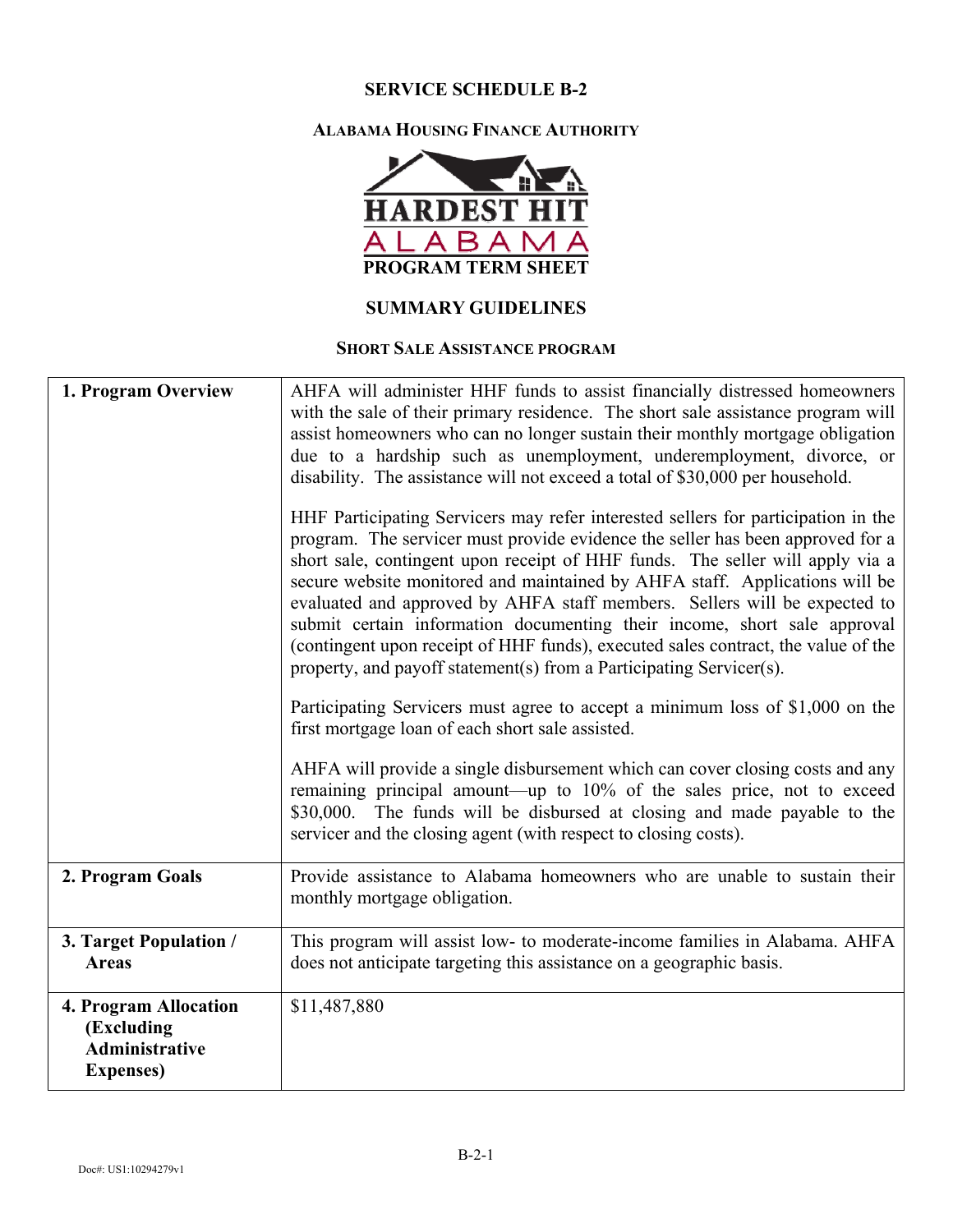# SERVICE SCHEDULE B-2

## ALABAMA HOUSING FINANCE AUTHORITY

**HARDEST HIT ALABAMA PROGRAM TERM SHEET**

## SUMMARY GUIDELINES

### SHORT SALE ASSISTANCE PROGRAM

| | |
|---|---|
| **1. Program Overview** | AHFA will administer HHF funds to assist financially distressed homeowners with the sale of their primary residence. The short sale assistance program will assist homeowners who can no longer sustain their monthly mortgage obligation due to a hardship such as unemployment, underemployment, divorce, or disability. The assistance will not exceed a total of $30,000 per household.<br><br>HHF Participating Servicers may refer interested sellers for participation in the program. The servicer must provide evidence the seller has been approved for a short sale, contingent upon receipt of HHF funds. The seller will apply via a secure website monitored and maintained by AHFA staff. Applications will be evaluated and approved by AHFA staff members. Sellers will be expected to submit certain information documenting their income, short sale approval (contingent upon receipt of HHF funds), executed sales contract, the value of the property, and payoff statement(s) from a Participating Servicer(s).<br><br>Participating Servicers must agree to accept a minimum loss of $1,000 on the first mortgage loan of each short sale assisted.<br><br>AHFA will provide a single disbursement which can cover closing costs and any remaining principal amount—up to 10% of the sales price, not to exceed $30,000. The funds will be disbursed at closing and made payable to the servicer and the closing agent (with respect to closing costs). |
| **2. Program Goals** | Provide assistance to Alabama homeowners who are unable to sustain their monthly mortgage obligation. |
| **3. Target Population / Areas** | This program will assist low- to moderate-income families in Alabama. AHFA does not anticipate targeting this assistance on a geographic basis. |
| **4. Program Allocation (Excluding Administrative Expenses)** | $11,487,880 |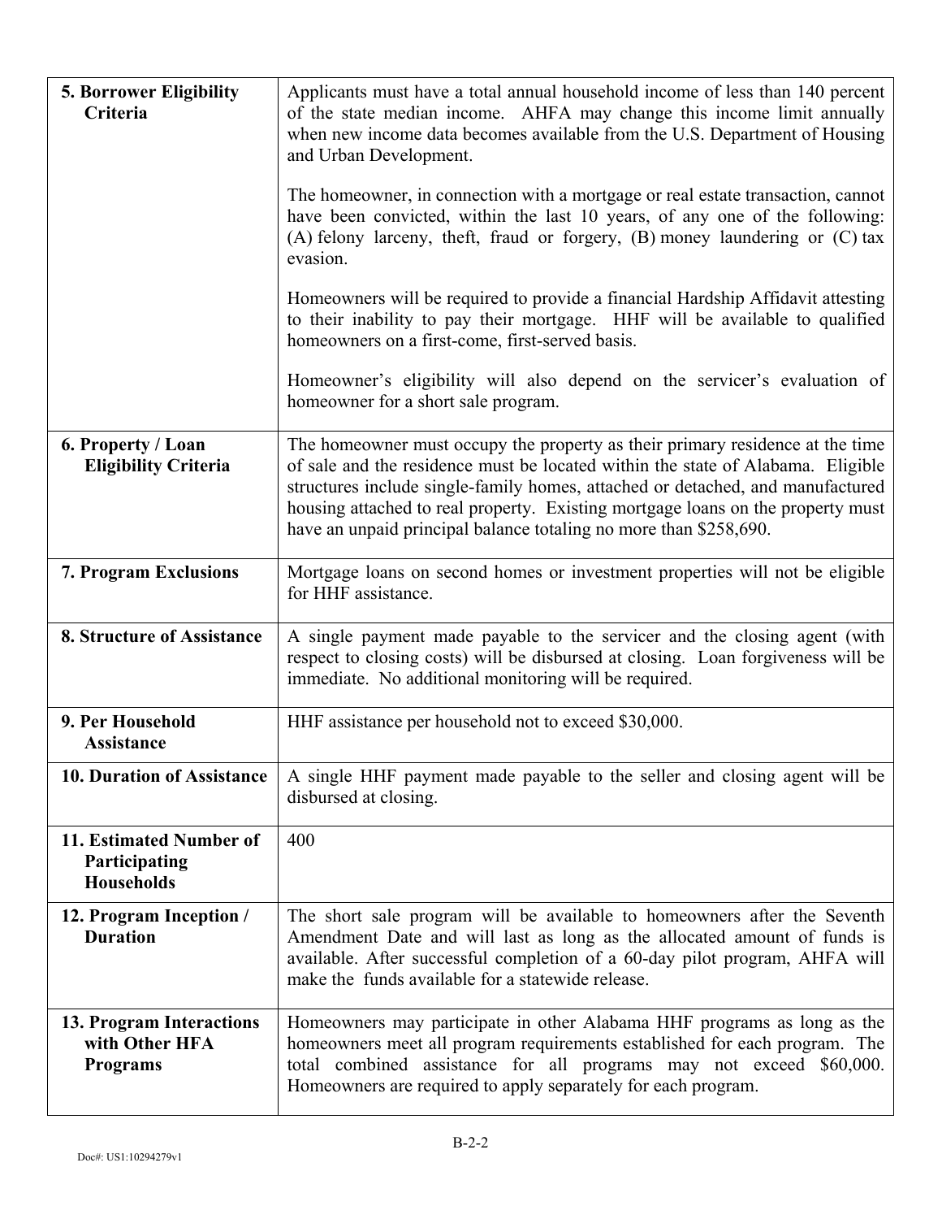| | |
|---|---|
| **5. Borrower Eligibility Criteria** | Applicants must have a total annual household income of less than 140 percent of the state median income. AHFA may change this income limit annually when new income data becomes available from the U.S. Department of Housing and Urban Development.<br><br>The homeowner, in connection with a mortgage or real estate transaction, cannot have been convicted, within the last 10 years, of any one of the following: (A) felony larceny, theft, fraud or forgery, (B) money laundering or (C) tax evasion.<br><br>Homeowners will be required to provide a financial Hardship Affidavit attesting to their inability to pay their mortgage. HHF will be available to qualified homeowners on a first-come, first-served basis.<br><br>Homeowner's eligibility will also depend on the servicer's evaluation of homeowner for a short sale program. |
| **6. Property / Loan Eligibility Criteria** | The homeowner must occupy the property as their primary residence at the time of sale and the residence must be located within the state of Alabama. Eligible structures include single-family homes, attached or detached, and manufactured housing attached to real property. Existing mortgage loans on the property must have an unpaid principal balance totaling no more than $258,690. |
| **7. Program Exclusions** | Mortgage loans on second homes or investment properties will not be eligible for HHF assistance. |
| **8. Structure of Assistance** | A single payment made payable to the servicer and the closing agent (with respect to closing costs) will be disbursed at closing. Loan forgiveness will be immediate. No additional monitoring will be required. |
| **9. Per Household Assistance** | HHF assistance per household not to exceed $30,000. |
| **10. Duration of Assistance** | A single HHF payment made payable to the seller and closing agent will be disbursed at closing. |
| **11. Estimated Number of Participating Households** | 400 |
| **12. Program Inception / Duration** | The short sale program will be available to homeowners after the Seventh Amendment Date and will last as long as the allocated amount of funds is available. After successful completion of a 60-day pilot program, AHFA will make the funds available for a statewide release. |
| **13. Program Interactions with Other HFA Programs** | Homeowners may participate in other Alabama HHF programs as long as the homeowners meet all program requirements established for each program. The total combined assistance for all programs may not exceed $60,000. Homeowners are required to apply separately for each program. |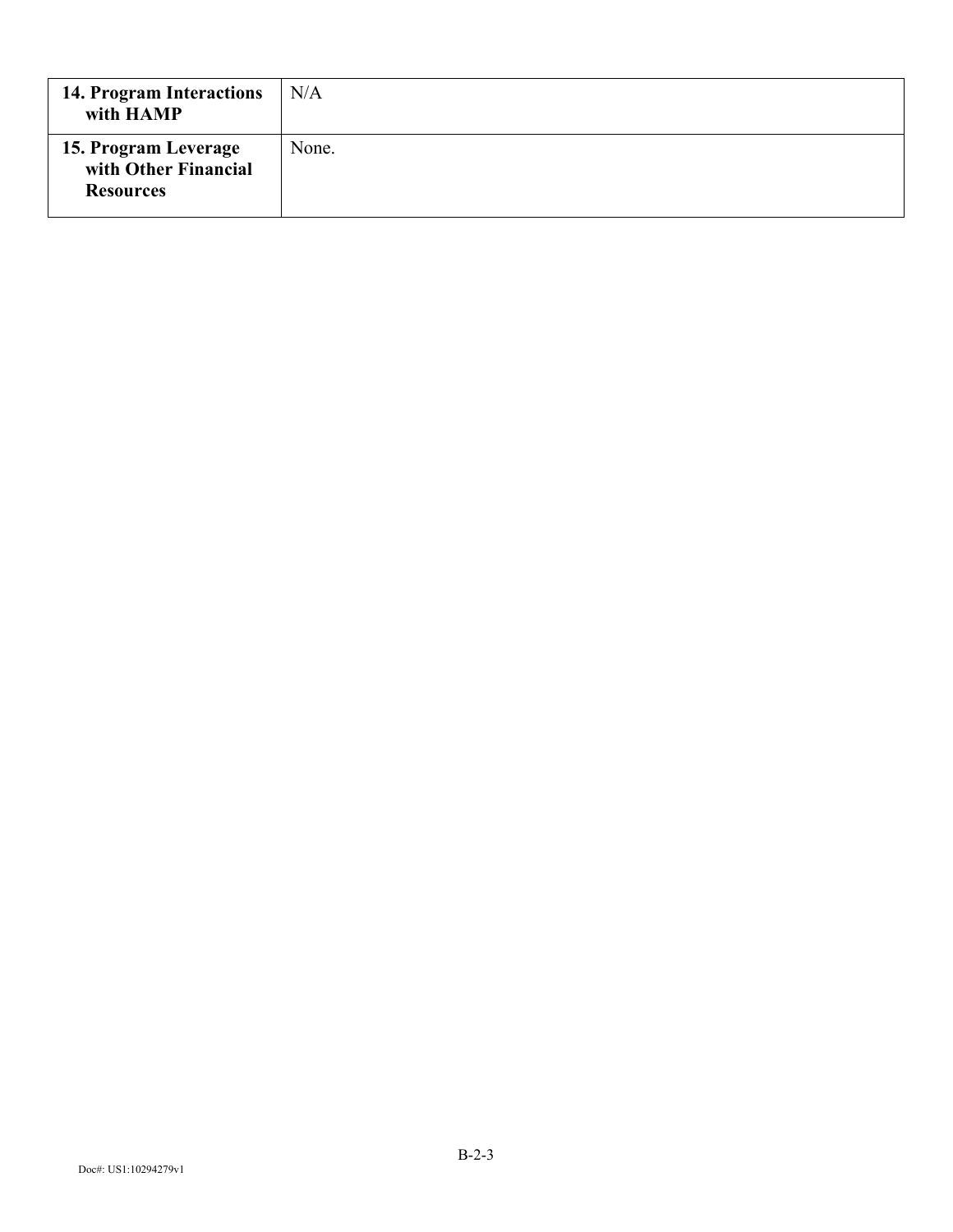| | |
|---|---|
| **14. Program Interactions with HAMP** | N/A |
| **15. Program Leverage with Other Financial Resources** | None. |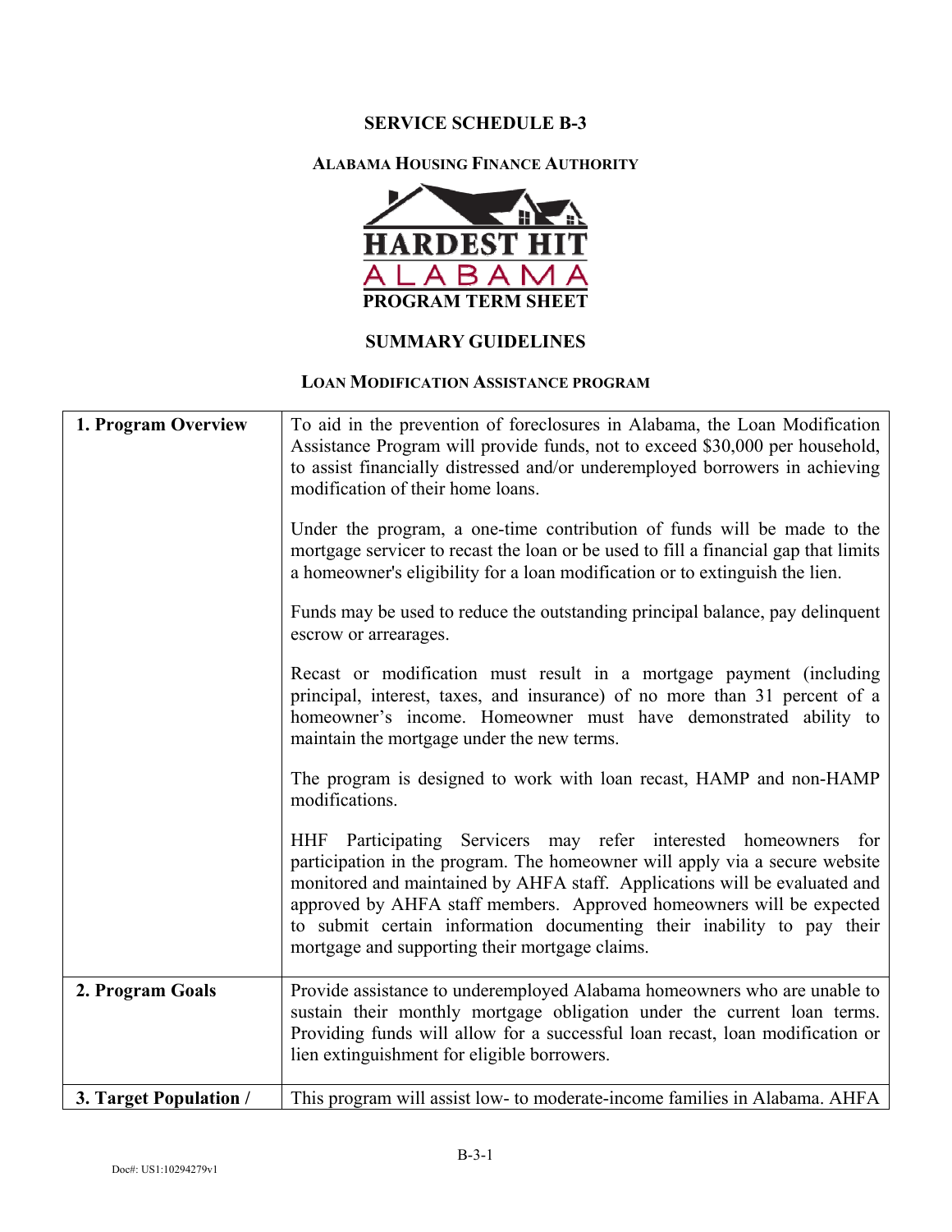# SERVICE SCHEDULE B-3

## ALABAMA HOUSING FINANCE AUTHORITY

**HARDEST HIT**
**ALABAMA**
**PROGRAM TERM SHEET**

## SUMMARY GUIDELINES

### LOAN MODIFICATION ASSISTANCE PROGRAM

| | |
|---|---|
| **1. Program Overview** | To aid in the prevention of foreclosures in Alabama, the Loan Modification Assistance Program will provide funds, not to exceed $30,000 per household, to assist financially distressed and/or underemployed borrowers in achieving modification of their home loans.<br><br>Under the program, a one-time contribution of funds will be made to the mortgage servicer to recast the loan or be used to fill a financial gap that limits a homeowner's eligibility for a loan modification or to extinguish the lien.<br><br>Funds may be used to reduce the outstanding principal balance, pay delinquent escrow or arrearages.<br><br>Recast or modification must result in a mortgage payment (including principal, interest, taxes, and insurance) of no more than 31 percent of a homeowner's income. Homeowner must have demonstrated ability to maintain the mortgage under the new terms.<br><br>The program is designed to work with loan recast, HAMP and non-HAMP modifications.<br><br>HHF Participating Servicers may refer interested homeowners for participation in the program. The homeowner will apply via a secure website monitored and maintained by AHFA staff. Applications will be evaluated and approved by AHFA staff members. Approved homeowners will be expected to submit certain information documenting their inability to pay their mortgage and supporting their mortgage claims. |
| **2. Program Goals** | Provide assistance to underemployed Alabama homeowners who are unable to sustain their monthly mortgage obligation under the current loan terms. Providing funds will allow for a successful loan recast, loan modification or lien extinguishment for eligible borrowers. |
| **3. Target Population /** | This program will assist low- to moderate-income families in Alabama. AHFA |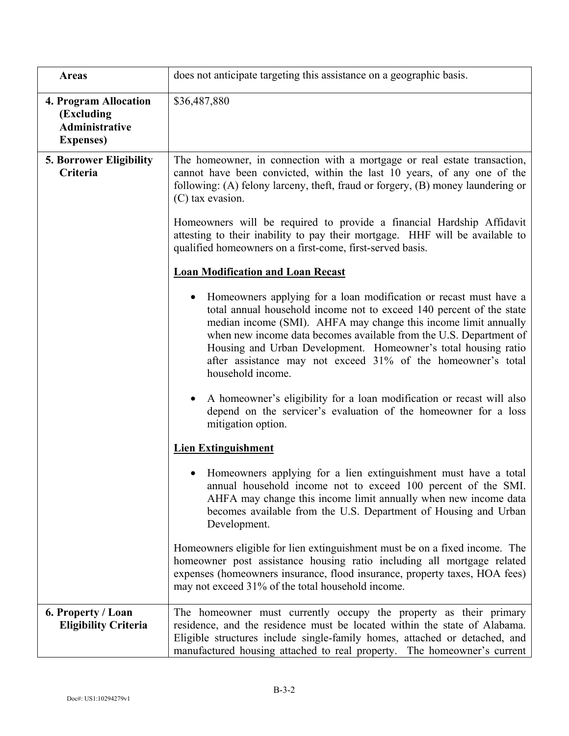| Areas | does not anticipate targeting this assistance on a geographic basis. |
|---|---|
| **4. Program Allocation (Excluding Administrative Expenses)** | $36,487,880 |
| **5. Borrower Eligibility Criteria** | The homeowner, in connection with a mortgage or real estate transaction, cannot have been convicted, within the last 10 years, of any one of the following: (A) felony larceny, theft, fraud or forgery, (B) money laundering or (C) tax evasion.<br><br>Homeowners will be required to provide a financial Hardship Affidavit attesting to their inability to pay their mortgage. HHF will be available to qualified homeowners on a first-come, first-served basis.<br><br>**Loan Modification and Loan Recast**<br><br>• Homeowners applying for a loan modification or recast must have a total annual household income not to exceed 140 percent of the state median income (SMI). AHFA may change this income limit annually when new income data becomes available from the U.S. Department of Housing and Urban Development. Homeowner's total housing ratio after assistance may not exceed 31% of the homeowner's total household income.<br><br>• A homeowner's eligibility for a loan modification or recast will also depend on the servicer's evaluation of the homeowner for a loss mitigation option.<br><br>**Lien Extinguishment**<br><br>• Homeowners applying for a lien extinguishment must have a total annual household income not to exceed 100 percent of the SMI. AHFA may change this income limit annually when new income data becomes available from the U.S. Department of Housing and Urban Development.<br><br>Homeowners eligible for lien extinguishment must be on a fixed income. The homeowner post assistance housing ratio including all mortgage related expenses (homeowners insurance, flood insurance, property taxes, HOA fees) may not exceed 31% of the total household income. |
| **6. Property / Loan Eligibility Criteria** | The homeowner must currently occupy the property as their primary residence, and the residence must be located within the state of Alabama. Eligible structures include single-family homes, attached or detached, and manufactured housing attached to real property. The homeowner's current |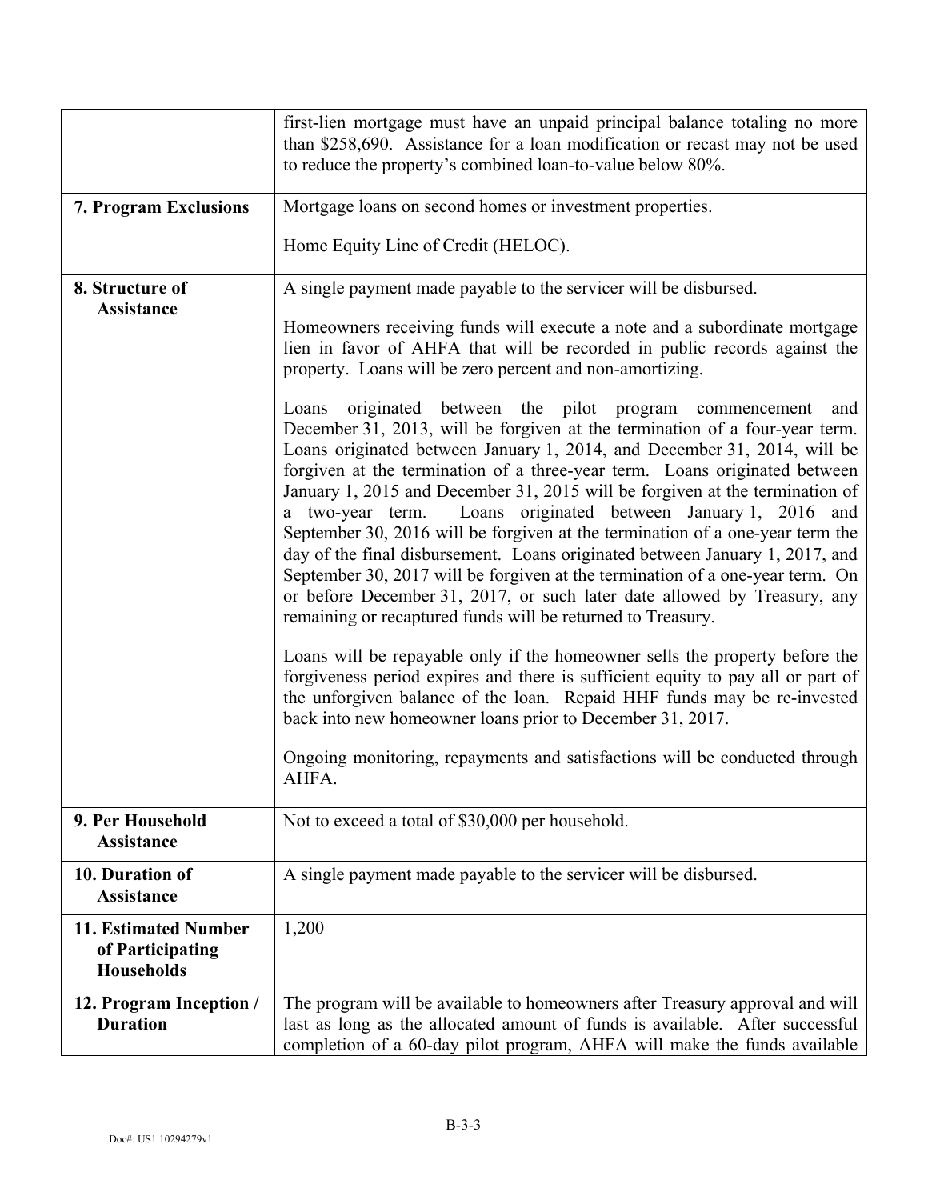| | |
|---|---|
| | first-lien mortgage must have an unpaid principal balance totaling no more than $258,690. Assistance for a loan modification or recast may not be used to reduce the property's combined loan-to-value below 80%. |
| **7. Program Exclusions** | Mortgage loans on second homes or investment properties.<br><br>Home Equity Line of Credit (HELOC). |
| **8. Structure of Assistance** | A single payment made payable to the servicer will be disbursed.<br><br>Homeowners receiving funds will execute a note and a subordinate mortgage lien in favor of AHFA that will be recorded in public records against the property. Loans will be zero percent and non-amortizing.<br><br>Loans originated between the pilot program commencement and December 31, 2013, will be forgiven at the termination of a four-year term. Loans originated between January 1, 2014, and December 31, 2014, will be forgiven at the termination of a three-year term. Loans originated between January 1, 2015 and December 31, 2015 will be forgiven at the termination of a two-year term. Loans originated between January 1, 2016 and September 30, 2016 will be forgiven at the termination of a one-year term the day of the final disbursement. Loans originated between January 1, 2017, and September 30, 2017 will be forgiven at the termination of a one-year term. On or before December 31, 2017, or such later date allowed by Treasury, any remaining or recaptured funds will be returned to Treasury.<br><br>Loans will be repayable only if the homeowner sells the property before the forgiveness period expires and there is sufficient equity to pay all or part of the unforgiven balance of the loan. Repaid HHF funds may be re-invested back into new homeowner loans prior to December 31, 2017.<br><br>Ongoing monitoring, repayments and satisfactions will be conducted through AHFA. |
| **9. Per Household Assistance** | Not to exceed a total of $30,000 per household. |
| **10. Duration of Assistance** | A single payment made payable to the servicer will be disbursed. |
| **11. Estimated Number of Participating Households** | 1,200 |
| **12. Program Inception / Duration** | The program will be available to homeowners after Treasury approval and will last as long as the allocated amount of funds is available. After successful completion of a 60-day pilot program, AHFA will make the funds available |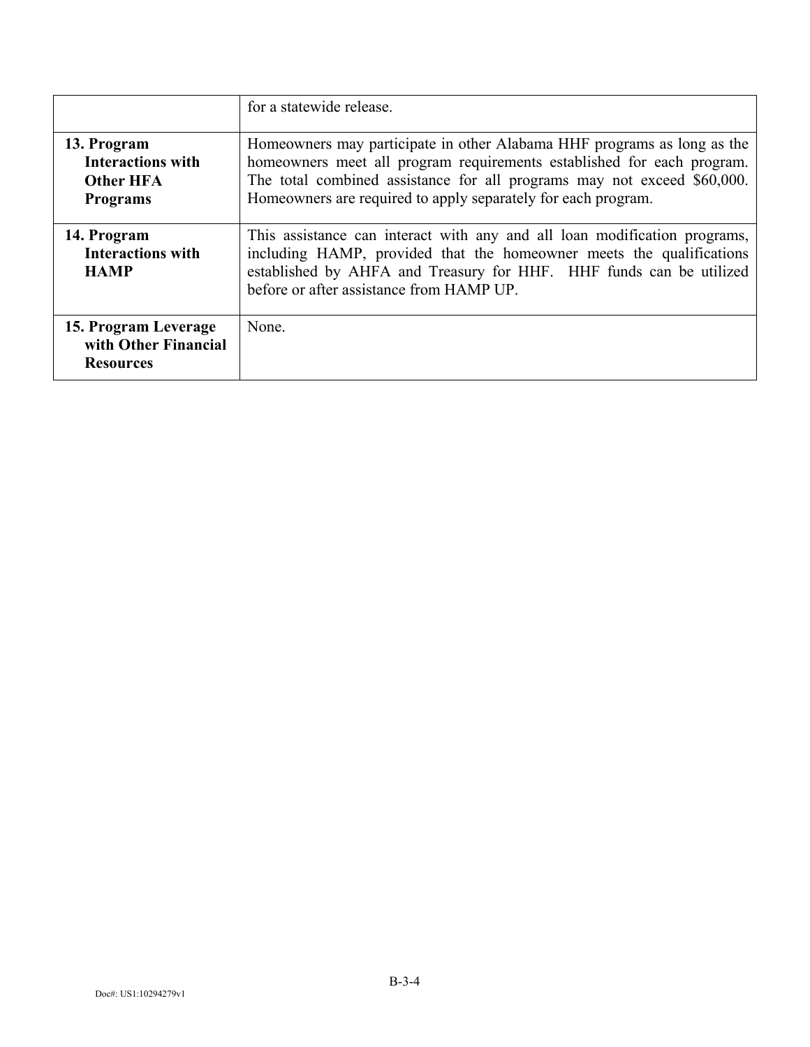| | |
|---|---|
| | for a statewide release. |
| **13. Program Interactions with Other HFA Programs** | Homeowners may participate in other Alabama HHF programs as long as the homeowners meet all program requirements established for each program. The total combined assistance for all programs may not exceed $60,000. Homeowners are required to apply separately for each program. |
| **14. Program Interactions with HAMP** | This assistance can interact with any and all loan modification programs, including HAMP, provided that the homeowner meets the qualifications established by AHFA and Treasury for HHF. HHF funds can be utilized before or after assistance from HAMP UP. |
| **15. Program Leverage with Other Financial Resources** | None. |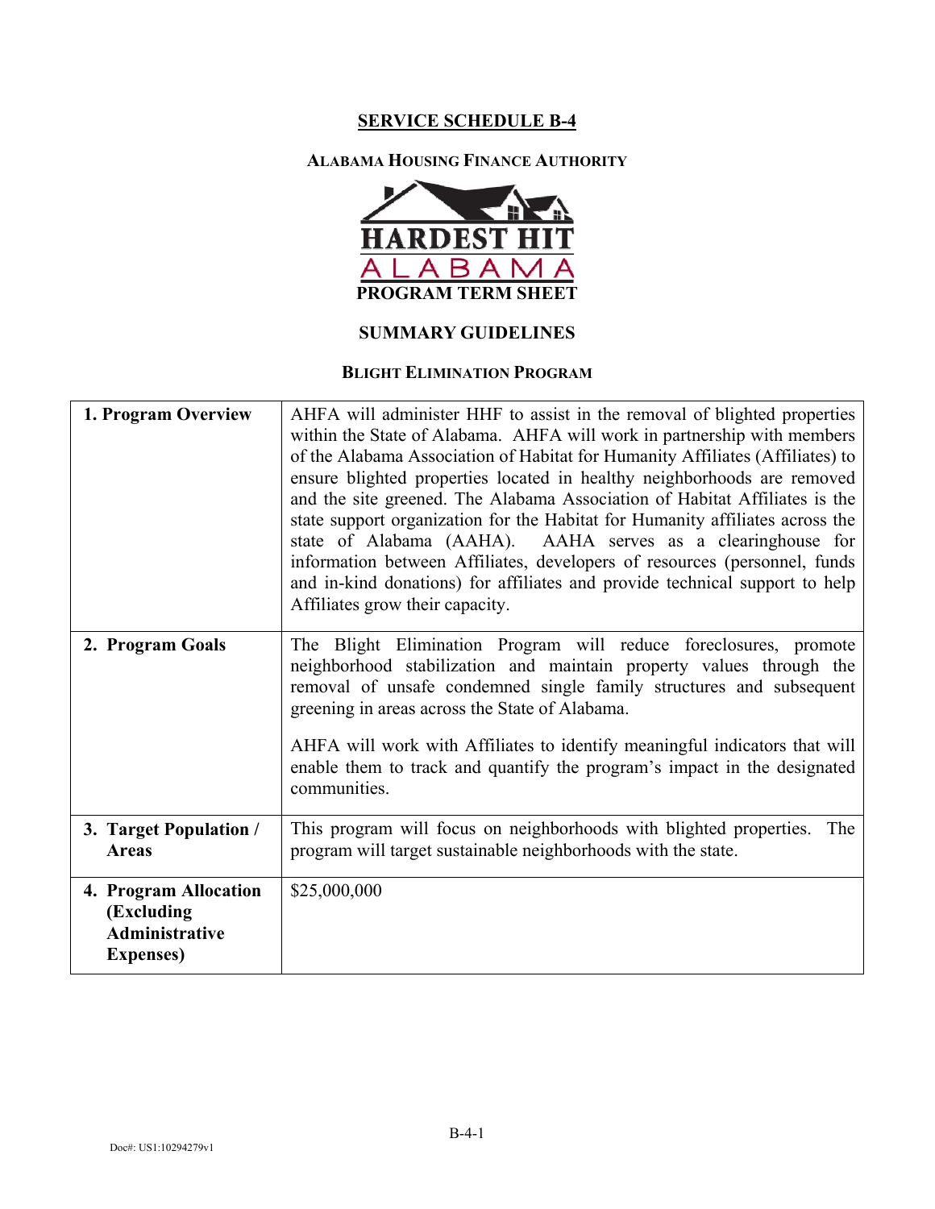## SERVICE SCHEDULE B-4

### ALABAMA HOUSING FINANCE AUTHORITY

HARDEST HIT
ALABAMA
PROGRAM TERM SHEET

### SUMMARY GUIDELINES

### BLIGHT ELIMINATION PROGRAM

| | |
|---|---|
| **1. Program Overview** | AHFA will administer HHF to assist in the removal of blighted properties within the State of Alabama. AHFA will work in partnership with members of the Alabama Association of Habitat for Humanity Affiliates (Affiliates) to ensure blighted properties located in healthy neighborhoods are removed and the site greened. The Alabama Association of Habitat Affiliates is the state support organization for the Habitat for Humanity affiliates across the state of Alabama (AAHA). AAHA serves as a clearinghouse for information between Affiliates, developers of resources (personnel, funds and in-kind donations) for affiliates and provide technical support to help Affiliates grow their capacity. |
| **2. Program Goals** | The Blight Elimination Program will reduce foreclosures, promote neighborhood stabilization and maintain property values through the removal of unsafe condemned single family structures and subsequent greening in areas across the State of Alabama.<br><br>AHFA will work with Affiliates to identify meaningful indicators that will enable them to track and quantify the program's impact in the designated communities. |
| **3. Target Population / Areas** | This program will focus on neighborhoods with blighted properties. The program will target sustainable neighborhoods with the state. |
| **4. Program Allocation (Excluding Administrative Expenses)** | $25,000,000 |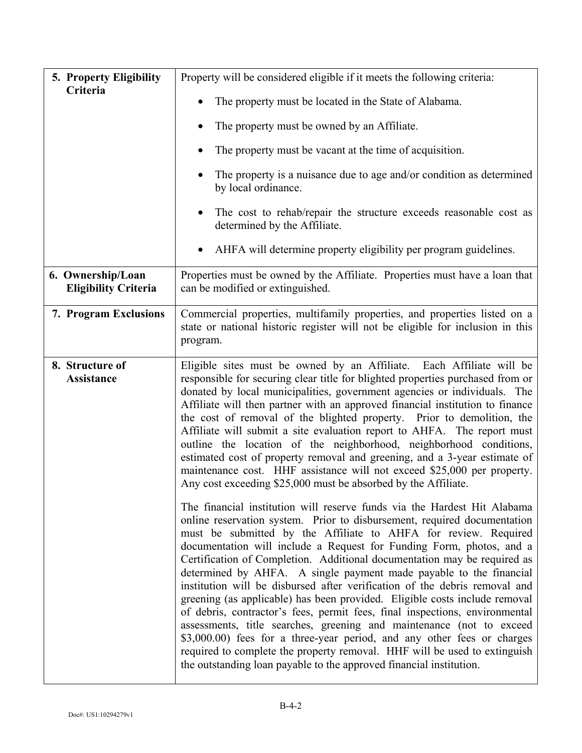| | |
|---|---|
| **5. Property Eligibility Criteria** | Property will be considered eligible if it meets the following criteria:<br><br>• The property must be located in the State of Alabama.<br>• The property must be owned by an Affiliate.<br>• The property must be vacant at the time of acquisition.<br>• The property is a nuisance due to age and/or condition as determined by local ordinance.<br>• The cost to rehab/repair the structure exceeds reasonable cost as determined by the Affiliate.<br>• AHFA will determine property eligibility per program guidelines. |
| **6. Ownership/Loan Eligibility Criteria** | Properties must be owned by the Affiliate. Properties must have a loan that can be modified or extinguished. |
| **7. Program Exclusions** | Commercial properties, multifamily properties, and properties listed on a state or national historic register will not be eligible for inclusion in this program. |
| **8. Structure of Assistance** | Eligible sites must be owned by an Affiliate. Each Affiliate will be responsible for securing clear title for blighted properties purchased from or donated by local municipalities, government agencies or individuals. The Affiliate will then partner with an approved financial institution to finance the cost of removal of the blighted property. Prior to demolition, the Affiliate will submit a site evaluation report to AHFA. The report must outline the location of the neighborhood, neighborhood conditions, estimated cost of property removal and greening, and a 3-year estimate of maintenance cost. HHF assistance will not exceed \$25,000 per property. Any cost exceeding \$25,000 must be absorbed by the Affiliate.<br><br>The financial institution will reserve funds via the Hardest Hit Alabama online reservation system. Prior to disbursement, required documentation must be submitted by the Affiliate to AHFA for review. Required documentation will include a Request for Funding Form, photos, and a Certification of Completion. Additional documentation may be required as determined by AHFA. A single payment made payable to the financial institution will be disbursed after verification of the debris removal and greening (as applicable) has been provided. Eligible costs include removal of debris, contractor's fees, permit fees, final inspections, environmental assessments, title searches, greening and maintenance (not to exceed \$3,000.00) fees for a three-year period, and any other fees or charges required to complete the property removal. HHF will be used to extinguish the outstanding loan payable to the approved financial institution. |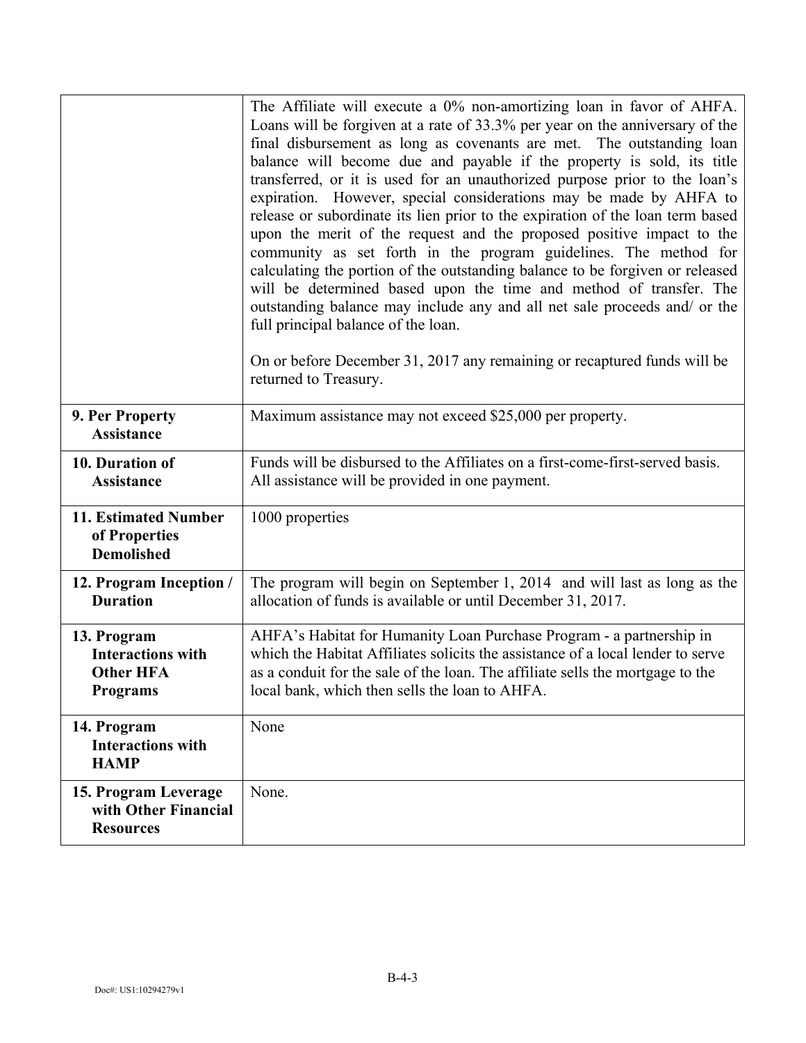| | |
|---|---|
| | The Affiliate will execute a 0% non-amortizing loan in favor of AHFA. Loans will be forgiven at a rate of 33.3% per year on the anniversary of the final disbursement as long as covenants are met. The outstanding loan balance will become due and payable if the property is sold, its title transferred, or it is used for an unauthorized purpose prior to the loan's expiration. However, special considerations may be made by AHFA to release or subordinate its lien prior to the expiration of the loan term based upon the merit of the request and the proposed positive impact to the community as set forth in the program guidelines. The method for calculating the portion of the outstanding balance to be forgiven or released will be determined based upon the time and method of transfer. The outstanding balance may include any and all net sale proceeds and/ or the full principal balance of the loan.<br><br>On or before December 31, 2017 any remaining or recaptured funds will be returned to Treasury. |
| **9. Per Property Assistance** | Maximum assistance may not exceed $25,000 per property. |
| **10. Duration of Assistance** | Funds will be disbursed to the Affiliates on a first-come-first-served basis. All assistance will be provided in one payment. |
| **11. Estimated Number of Properties Demolished** | 1000 properties |
| **12. Program Inception / Duration** | The program will begin on September 1, 2014 and will last as long as the allocation of funds is available or until December 31, 2017. |
| **13. Program Interactions with Other HFA Programs** | AHFA's Habitat for Humanity Loan Purchase Program - a partnership in which the Habitat Affiliates solicits the assistance of a local lender to serve as a conduit for the sale of the loan. The affiliate sells the mortgage to the local bank, which then sells the loan to AHFA. |
| **14. Program Interactions with HAMP** | None |
| **15. Program Leverage with Other Financial Resources** | None. |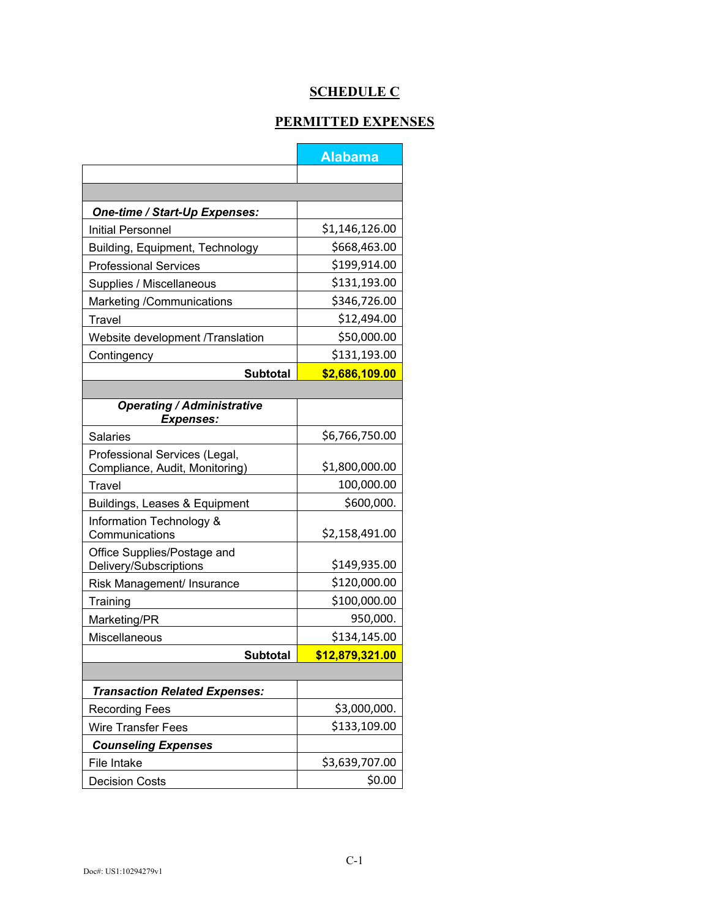## SCHEDULE C

## PERMITTED EXPENSES

| | Alabama |
|---|---|
| | |
| | |
| ***One-time / Start-Up Expenses:*** | |
| Initial Personnel | $1,146,126.00 |
| Building, Equipment, Technology | $668,463.00 |
| Professional Services | $199,914.00 |
| Supplies / Miscellaneous | $131,193.00 |
| Marketing /Communications | $346,726.00 |
| Travel | $12,494.00 |
| Website development /Translation | $50,000.00 |
| Contingency | $131,193.00 |
| **Subtotal** | **$2,686,109.00** |
| | |
| ***Operating / Administrative Expenses:*** | |
| Salaries | $6,766,750.00 |
| Professional Services (Legal, Compliance, Audit, Monitoring) | $1,800,000.00 |
| Travel | 100,000.00 |
| Buildings, Leases & Equipment | $600,000. |
| Information Technology & Communications | $2,158,491.00 |
| Office Supplies/Postage and Delivery/Subscriptions | $149,935.00 |
| Risk Management/ Insurance | $120,000.00 |
| Training | $100,000.00 |
| Marketing/PR | 950,000. |
| Miscellaneous | $134,145.00 |
| **Subtotal** | **$12,879,321.00** |
| | |
| ***Transaction Related Expenses:*** | |
| Recording Fees | $3,000,000. |
| Wire Transfer Fees | $133,109.00 |
| ***Counseling Expenses*** | |
| File Intake | $3,639,707.00 |
| Decision Costs | $0.00 |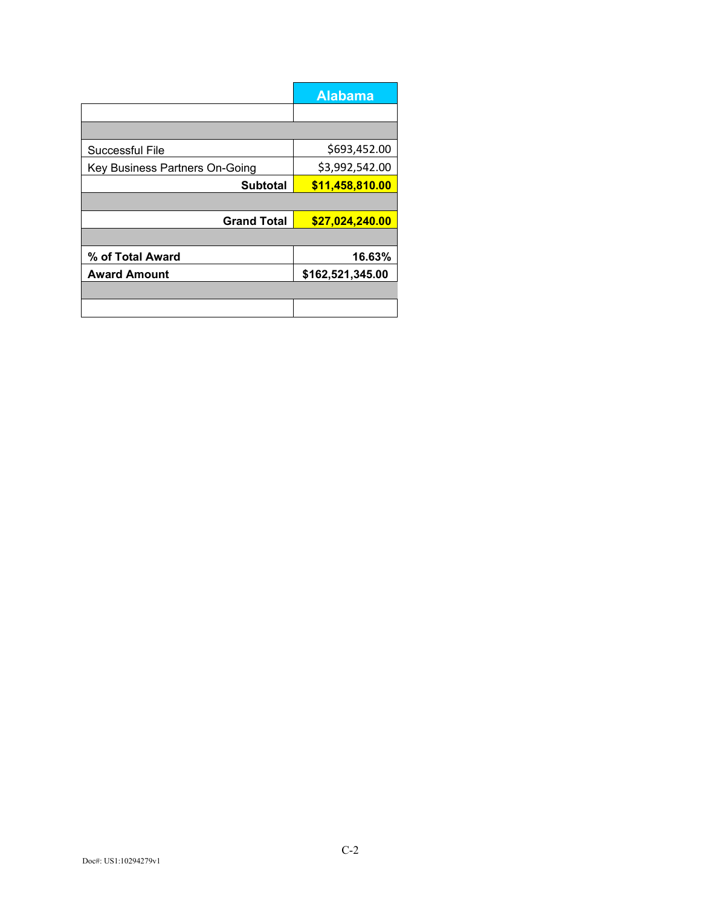| | Alabama |
|---|---|
| | |
| | |
| Successful File | $693,452.00 |
| Key Business Partners On-Going | $3,992,542.00 |
| **Subtotal** | **$11,458,810.00** |
| | |
| **Grand Total** | **$27,024,240.00** |
| | |
| **% of Total Award** | **16.63%** |
| **Award Amount** | **$162,521,345.00** |
| | |
| | |

Doc#: US1:10294279v1